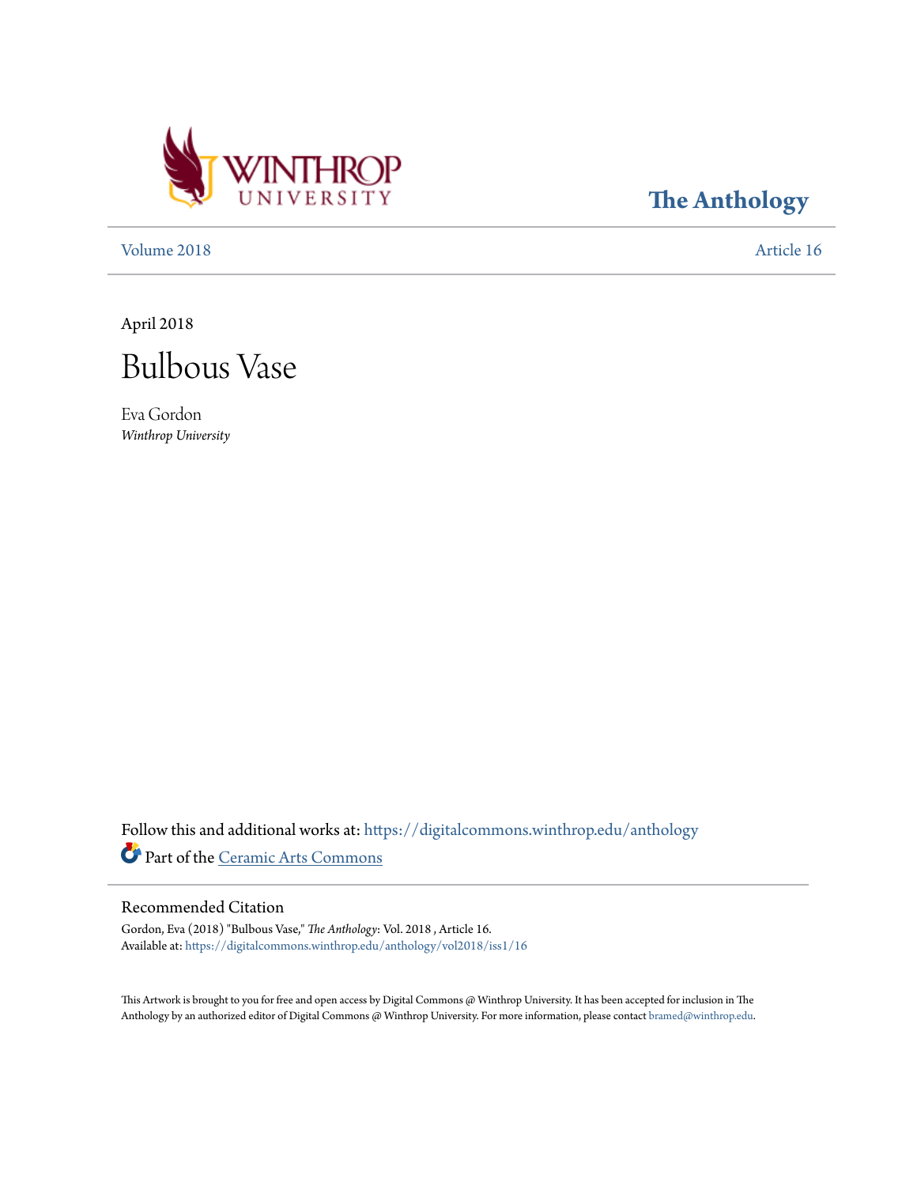Winthrop University

**The Anthology**

Volume 2018 | Article 16

April 2018

# Bulbous Vase

Eva Gordon
*Winthrop University*

Follow this and additional works at: https://digitalcommons.winthrop.edu/anthology

Part of the Ceramic Arts Commons

## Recommended Citation

Gordon, Eva (2018) "Bulbous Vase," *The Anthology*: Vol. 2018 , Article 16.
Available at: https://digitalcommons.winthrop.edu/anthology/vol2018/iss1/16

This Artwork is brought to you for free and open access by Digital Commons @ Winthrop University. It has been accepted for inclusion in The Anthology by an authorized editor of Digital Commons @ Winthrop University. For more information, please contact bramed@winthrop.edu.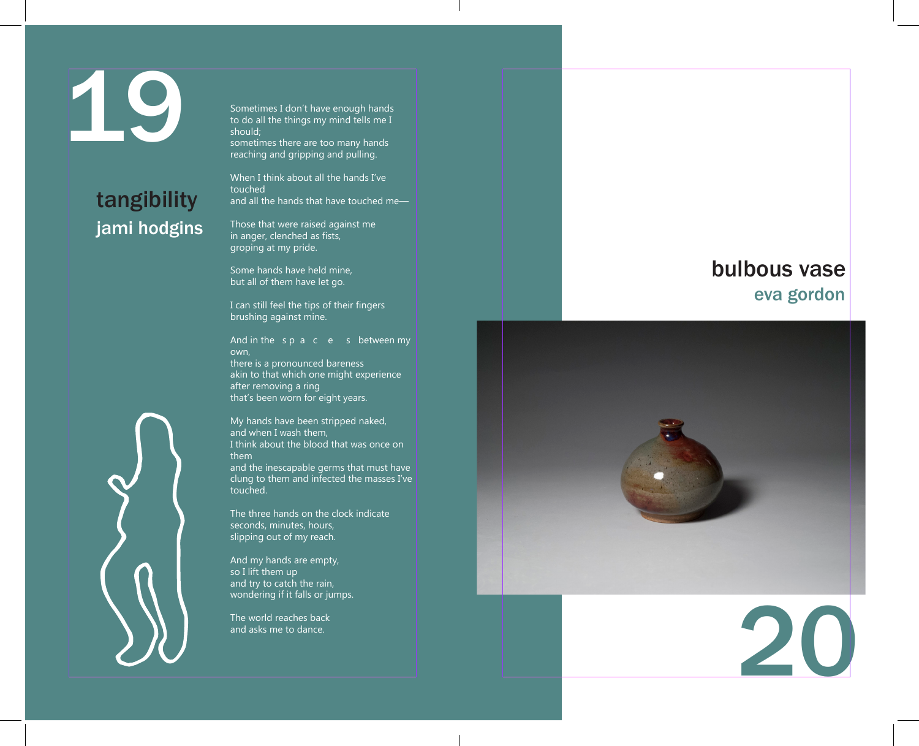## tangibility

### jami hodgins

Sometimes I don't have enough hands
to do all the things my mind tells me I should;
sometimes there are too many hands
reaching and gripping and pulling.

When I think about all the hands I've touched
and all the hands that have touched me—

Those that were raised against me
in anger, clenched as fists,
groping at my pride.

Some hands have held mine,
but all of them have let go.

I can still feel the tips of their fingers
brushing against mine.

And in the s p a c e s between my own,
there is a pronounced bareness
akin to that which one might experience
after removing a ring
that's been worn for eight years.

My hands have been stripped naked,
and when I wash them,
I think about the blood that was once on them
and the inescapable germs that must have
clung to them and infected the masses I've touched.

The three hands on the clock indicate
seconds, minutes, hours,
slipping out of my reach.

And my hands are empty,
so I lift them up
and try to catch the rain,
wondering if it falls or jumps.

The world reaches back
and asks me to dance.

## bulbous vase

### eva gordon